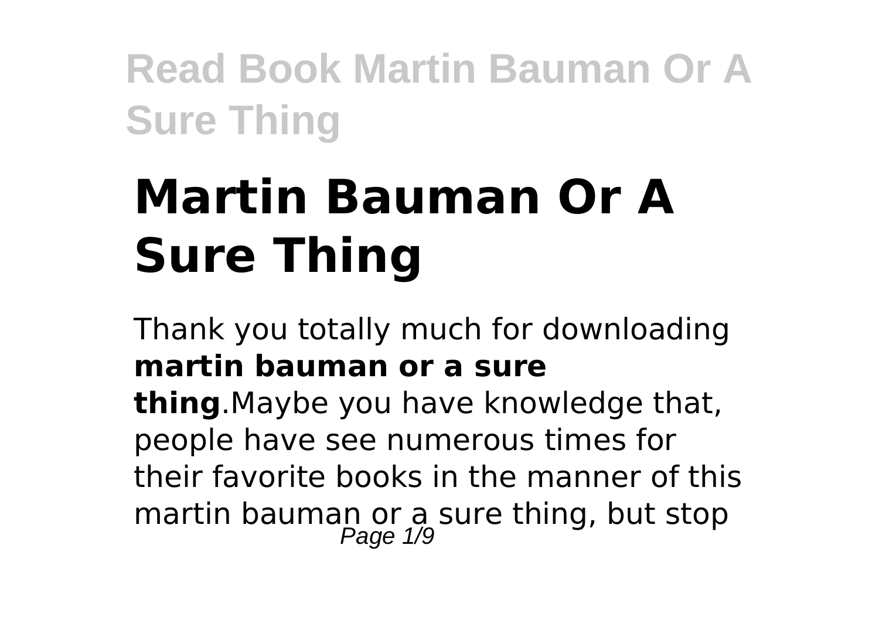# Martin Bauman Or A Sure Thing

Thank you totally much for downloading **martin bauman or a sure thing**.Maybe you have knowledge that, people have see numerous times for their favorite books in the manner of this martin bauman or a sure thing, but stop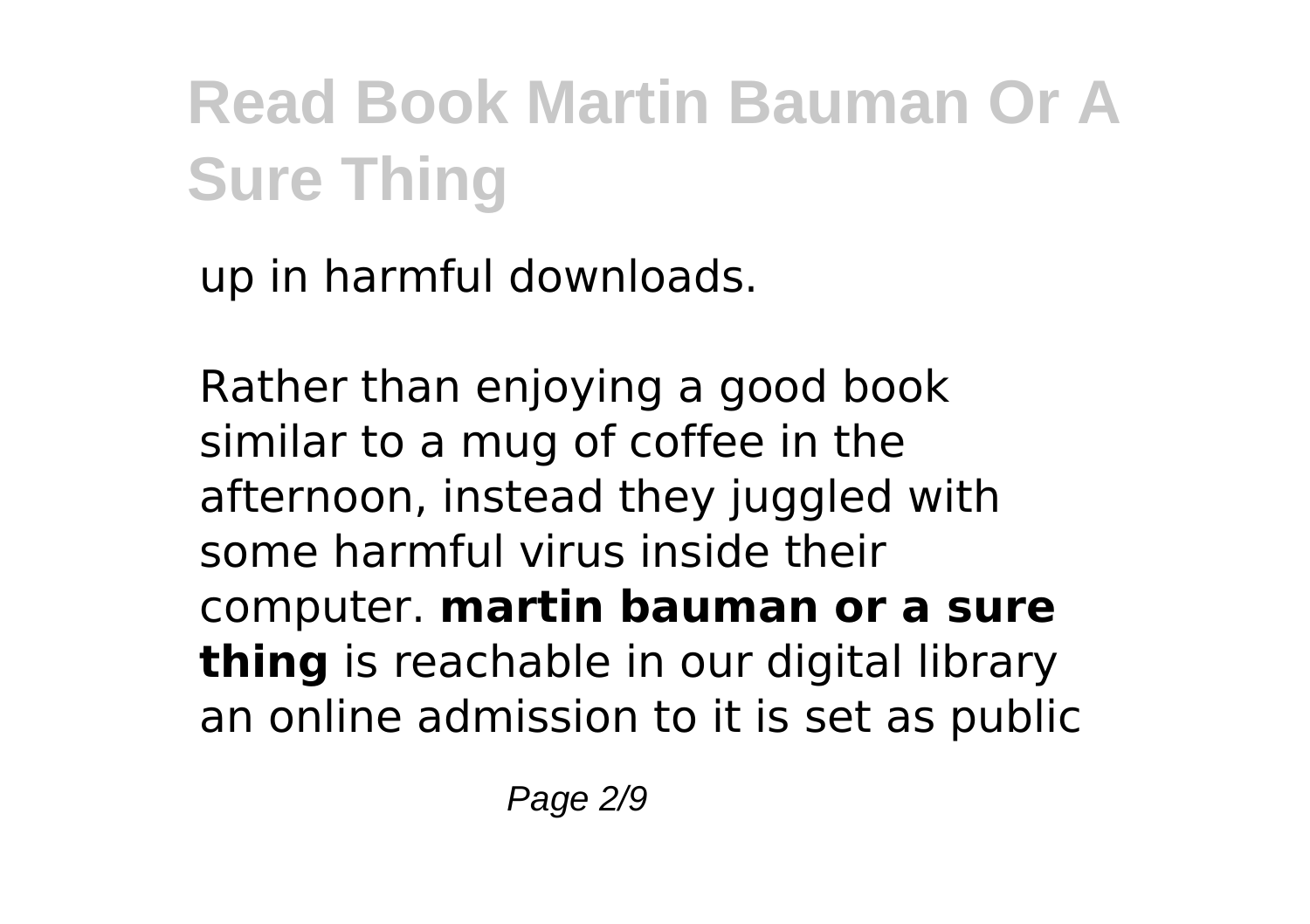up in harmful downloads.

Rather than enjoying a good book similar to a mug of coffee in the afternoon, instead they juggled with some harmful virus inside their computer. **martin bauman or a sure thing** is reachable in our digital library an online admission to it is set as public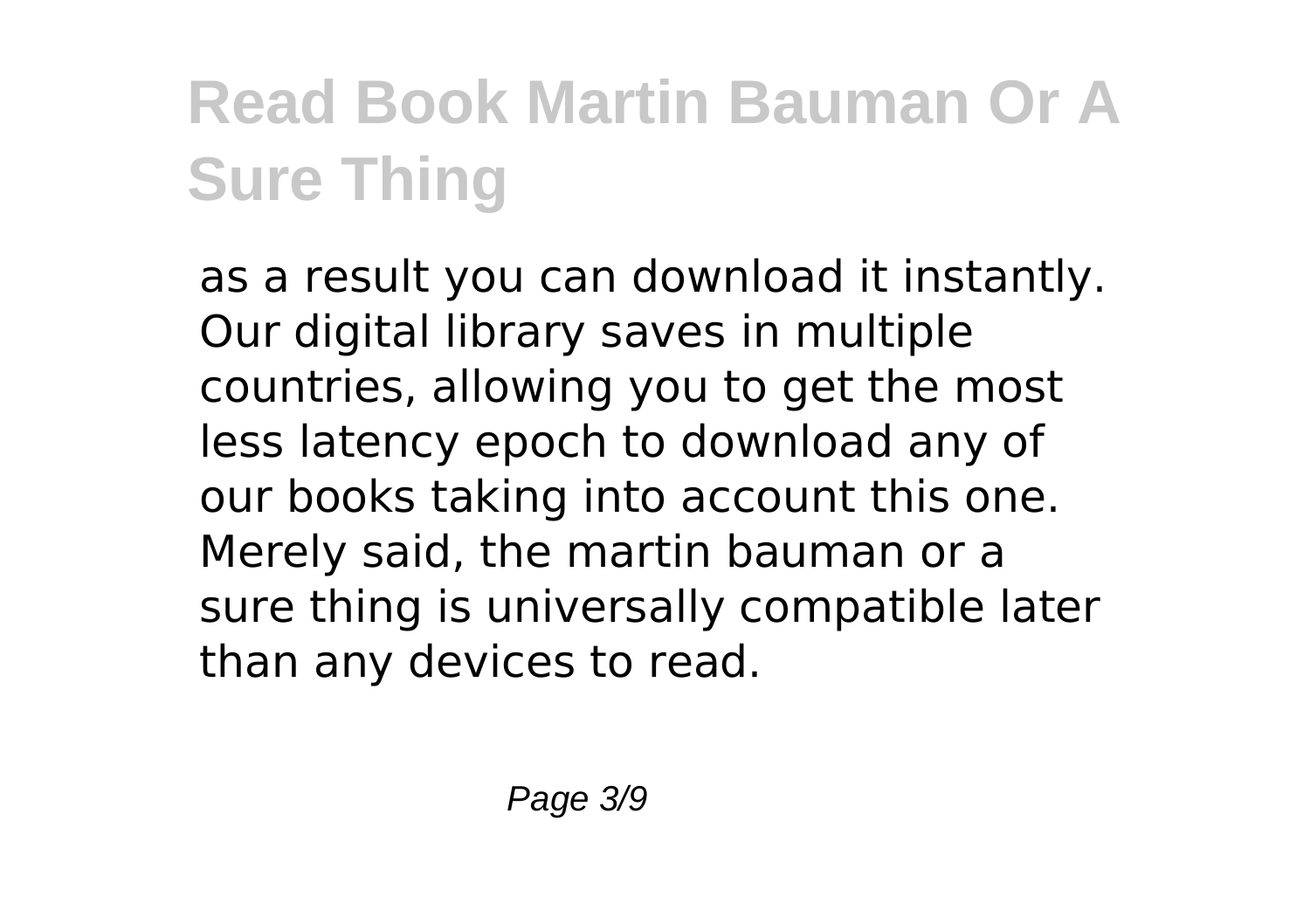as a result you can download it instantly. Our digital library saves in multiple countries, allowing you to get the most less latency epoch to download any of our books taking into account this one. Merely said, the martin bauman or a sure thing is universally compatible later than any devices to read.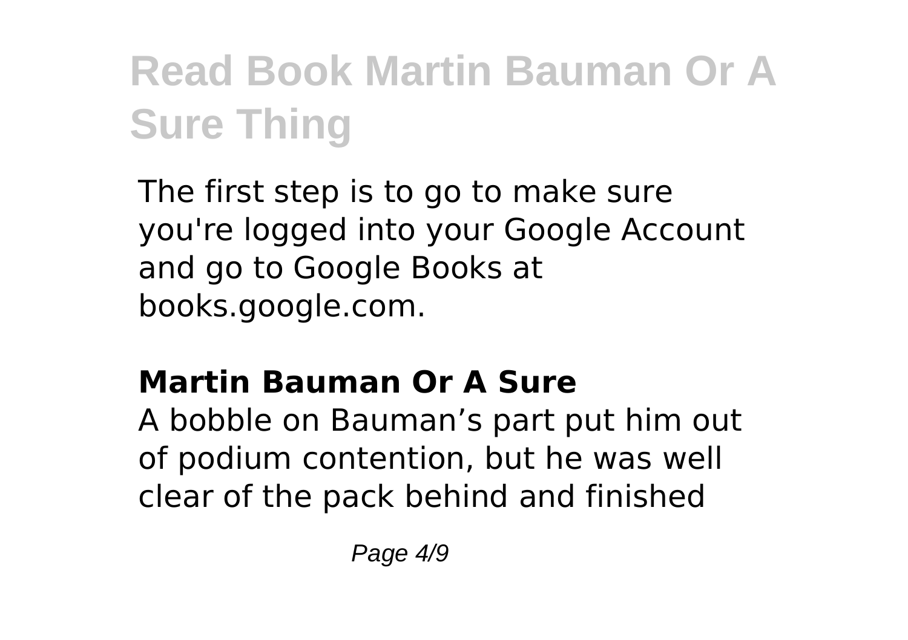The first step is to go to make sure you're logged into your Google Account and go to Google Books at books.google.com.

## Martin Bauman Or A Sure

A bobble on Bauman's part put him out of podium contention, but he was well clear of the pack behind and finished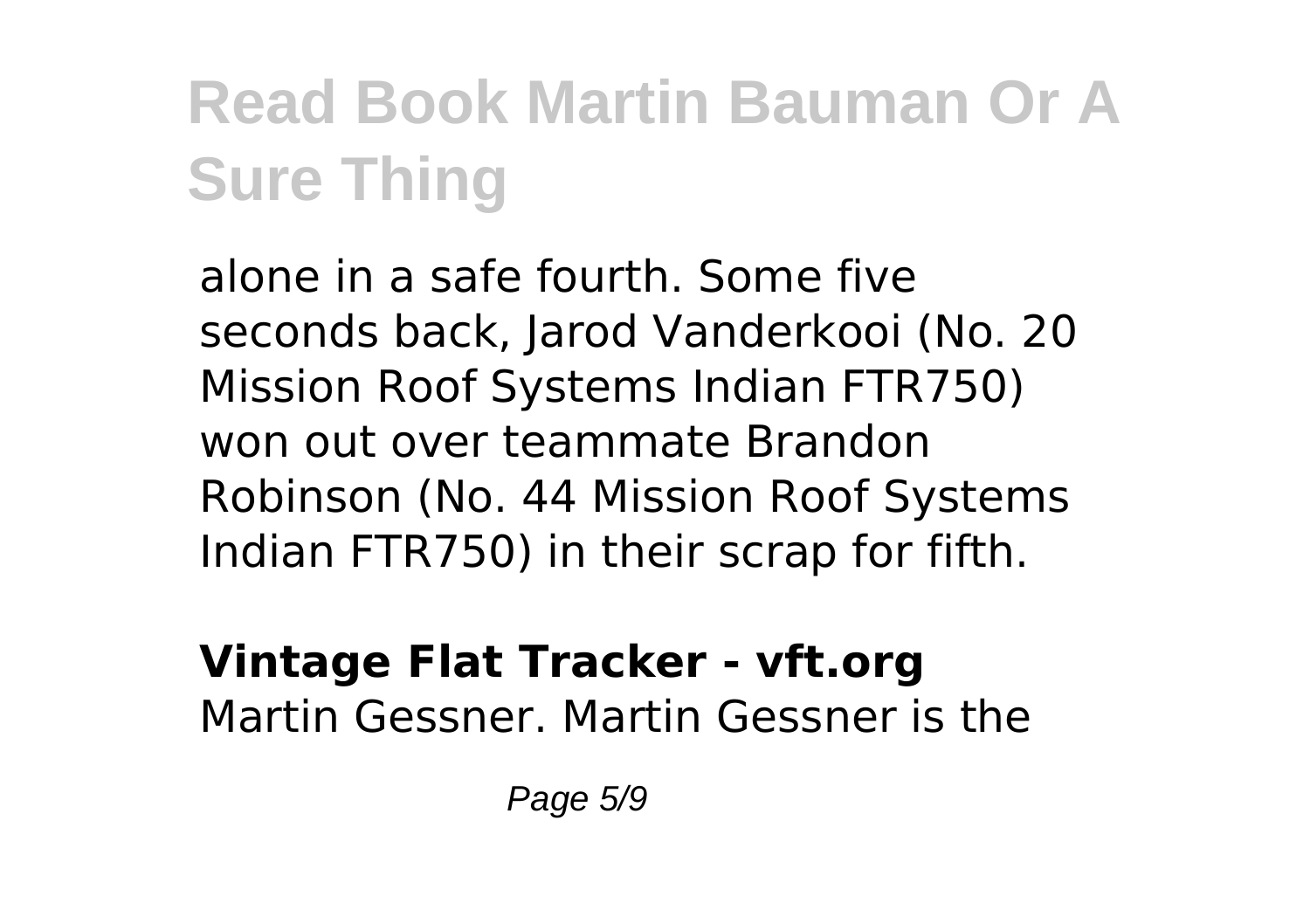alone in a safe fourth. Some five seconds back, Jarod Vanderkooi (No. 20 Mission Roof Systems Indian FTR750) won out over teammate Brandon Robinson (No. 44 Mission Roof Systems Indian FTR750) in their scrap for fifth.

**Vintage Flat Tracker - vft.org**
Martin Gessner. Martin Gessner is the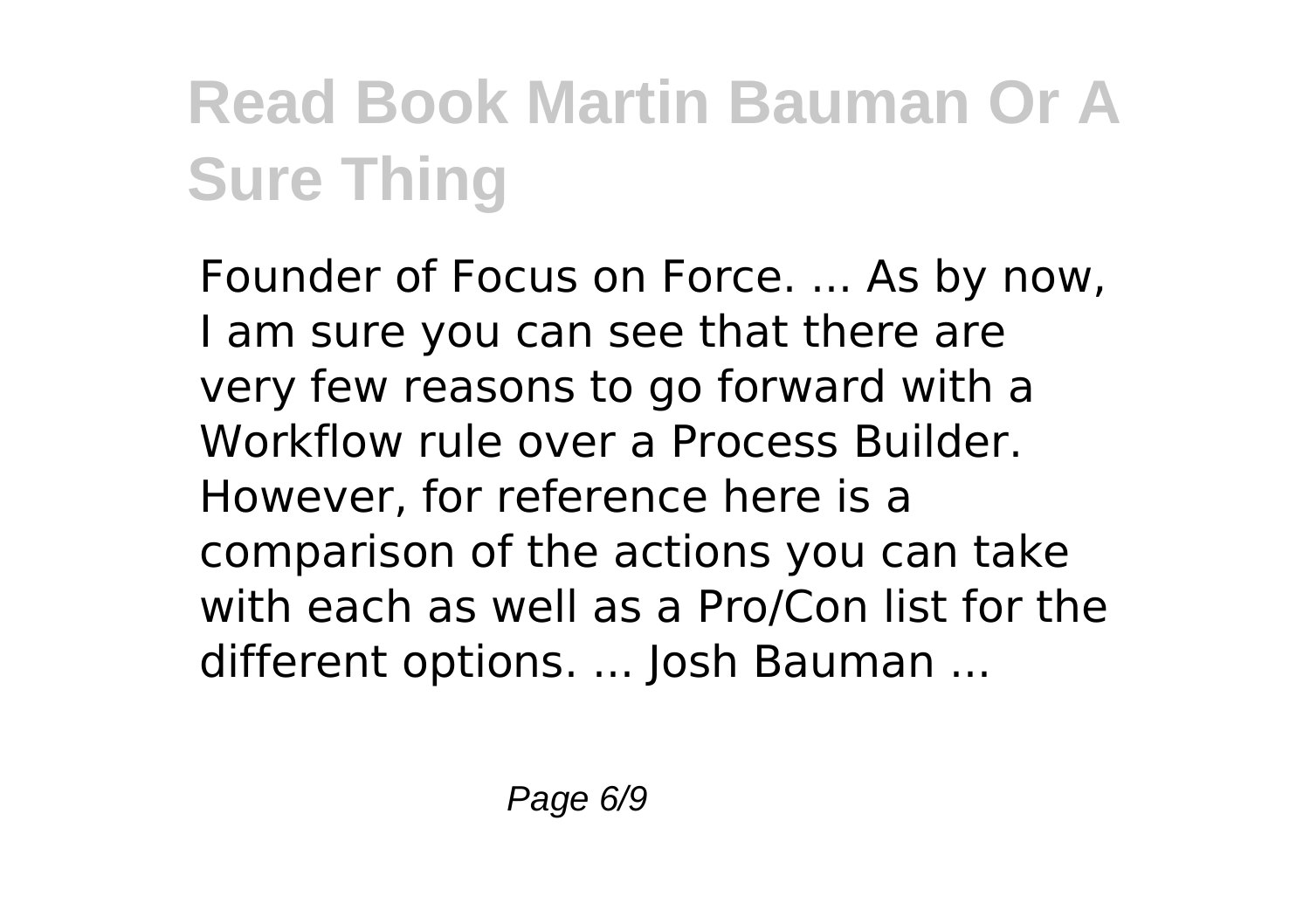# Read Book Martin Bauman Or A Sure Thing

Founder of Focus on Force. ... As by now, I am sure you can see that there are very few reasons to go forward with a Workflow rule over a Process Builder. However, for reference here is a comparison of the actions you can take with each as well as a Pro/Con list for the different options. ... Josh Bauman ...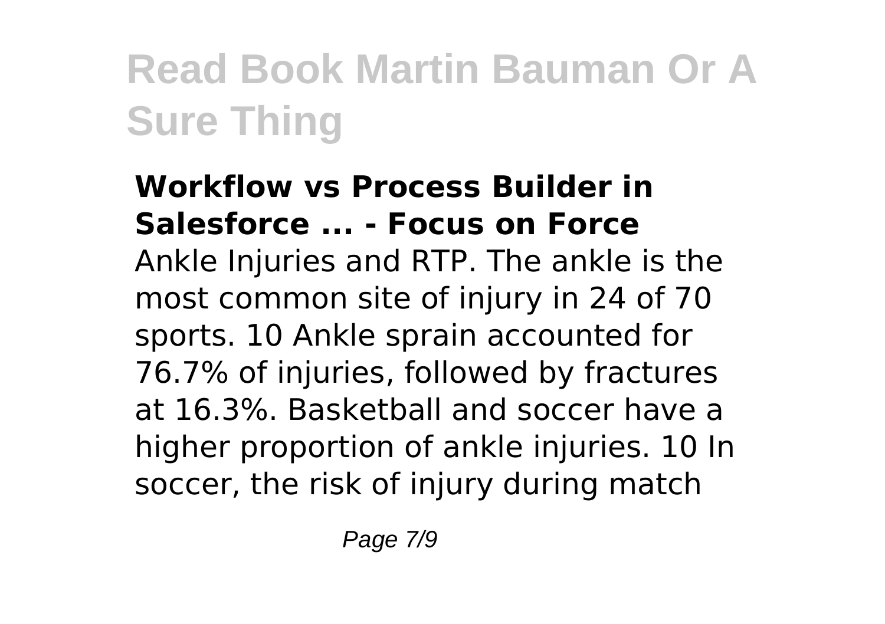**Workflow vs Process Builder in Salesforce ... - Focus on Force**

Ankle Injuries and RTP. The ankle is the most common site of injury in 24 of 70 sports. 10 Ankle sprain accounted for 76.7% of injuries, followed by fractures at 16.3%. Basketball and soccer have a higher proportion of ankle injuries. 10 In soccer, the risk of injury during match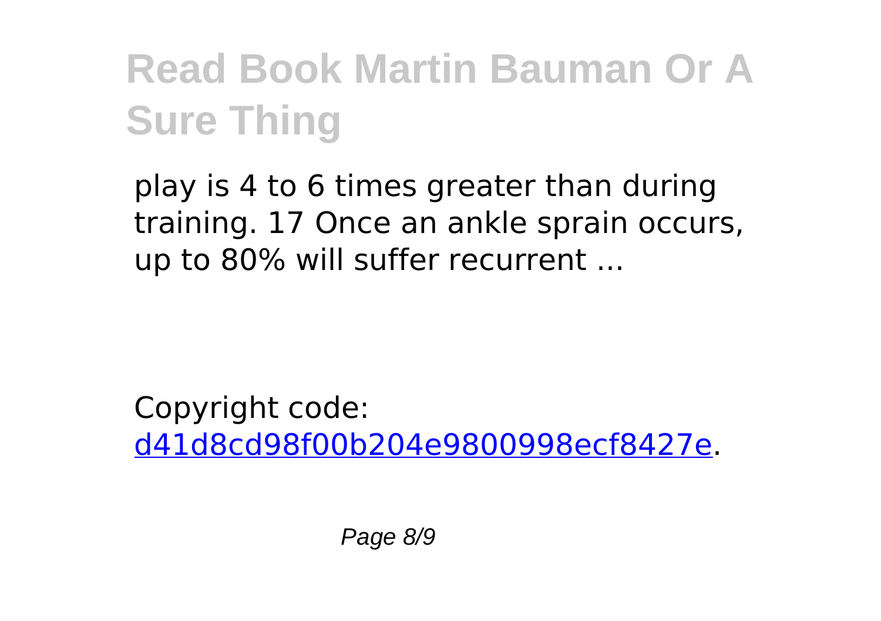play is 4 to 6 times greater than during training. 17 Once an ankle sprain occurs, up to 80% will suffer recurrent ...

Copyright code: [d41d8cd98f00b204e9800998ecf8427e](d41d8cd98f00b204e9800998ecf8427e).